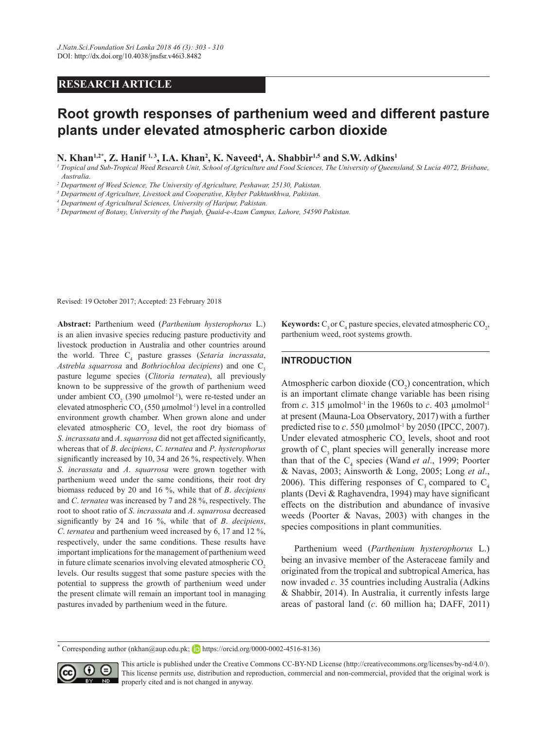RESEARCH ARTICLE

# Root growth responses of parthenium weed and different pasture plants under elevated atmospheric carbon dioxide

**N. Khan[1,2*], Z. Hanif [1,3], I.A. Khan[2], K. Naveed[4], A. Shabbir[1,5] and S.W. Adkins[1]**

[1] *Tropical and Sub-Tropical Weed Research Unit, School of Agriculture and Food Sciences, The University of Queensland, St Lucia 4072, Brisbane, Australia.*

[2] *Department of Weed Science, The University of Agriculture, Peshawar, 25130, Pakistan.*

[3] *Department of Agriculture, Livestock and Cooperative, Khyber Pakhtunkhwa, Pakistan.*

[4] *Department of Agricultural Sciences, University of Haripur, Pakistan.*

[5] *Department of Botany, University of the Punjab, Quaid-e-Azam Campus, Lahore, 54590 Pakistan.*

Revised: 19 October 2017; Accepted: 23 February 2018

**Abstract:** Parthenium weed (*Parthenium hysterophorus* L.) is an alien invasive species reducing pasture productivity and livestock production in Australia and other countries around the world. Three $C_4$ pasture grasses (*Setaria incrassata*, *Astrebla squarrosa* and *Bothriochloa decipiens*) and one $C_3$ pasture legume species (*Clitoria ternatea*), all previously known to be suppressive of the growth of parthenium weed under ambient $CO_2$ (390 µmolmol$^{-1}$), were re-tested under an elevated atmospheric $CO_2$ (550 µmolmol$^{-1}$) level in a controlled environment growth chamber. When grown alone and under elevated atmospheric $CO_2$ level, the root dry biomass of *S. incrassata* and *A. squarrosa* did not get affected significantly, whereas that of *B. decipiens*, *C. ternatea* and *P. hysterophorus* significantly increased by 10, 34 and 26 %, respectively. When *S. incrassata* and *A. squarrosa* were grown together with parthenium weed under the same conditions, their root dry biomass reduced by 20 and 16 %, while that of *B. decipiens* and *C. ternatea* was increased by 7 and 28 %, respectively. The root to shoot ratio of *S. incrassata* and *A. squarrosa* decreased significantly by 24 and 16 %, while that of *B. decipiens*, *C. ternatea* and parthenium weed increased by 6, 17 and 12 %, respectively, under the same conditions. These results have important implications for the management of parthenium weed in future climate scenarios involving elevated atmospheric $CO_2$ levels. Our results suggest that some pasture species with the potential to suppress the growth of parthenium weed under the present climate will remain an important tool in managing pastures invaded by parthenium weed in the future.

**Keywords:** $C_3$ or $C_4$ pasture species, elevated atmospheric $CO_2$, parthenium weed, root systems growth.

## INTRODUCTION

Atmospheric carbon dioxide ($CO_2$) concentration, which is an important climate change variable has been rising from *c*. 315 µmolmol$^{-1}$ in the 1960s to *c*. 403 µmolmol$^{-1}$ at present (Mauna-Loa Observatory, 2017) with a further predicted rise to *c*. 550 µmolmol$^{-1}$ by 2050 (IPCC, 2007). Under elevated atmospheric $CO_2$ levels, shoot and root growth of $C_3$ plant species will generally increase more than that of the $C_4$ species (Wand *et al*., 1999; Poorter & Navas, 2003; Ainsworth & Long, 2005; Long *et al*., 2006). This differing responses of $C_3$ compared to $C_4$ plants (Devi & Raghavendra, 1994) may have significant effects on the distribution and abundance of invasive weeds (Poorter & Navas, 2003) with changes in the species compositions in plant communities.

Parthenium weed (*Parthenium hysterophorus* L.) being an invasive member of the Asteraceae family and originated from the tropical and subtropical America, has now invaded *c*. 35 countries including Australia (Adkins & Shabbir, 2014). In Australia, it currently infests large areas of pastoral land (*c*. 60 million ha; DAFF, 2011)

[*] Corresponding author (nkhan@aup.edu.pk; https://orcid.org/0000-0002-4516-8136)

This article is published under the Creative Commons CC-BY-ND License (http://creativecommons.org/licenses/by-nd/4.0/). This license permits use, distribution and reproduction, commercial and non-commercial, provided that the original work is properly cited and is not changed in anyway.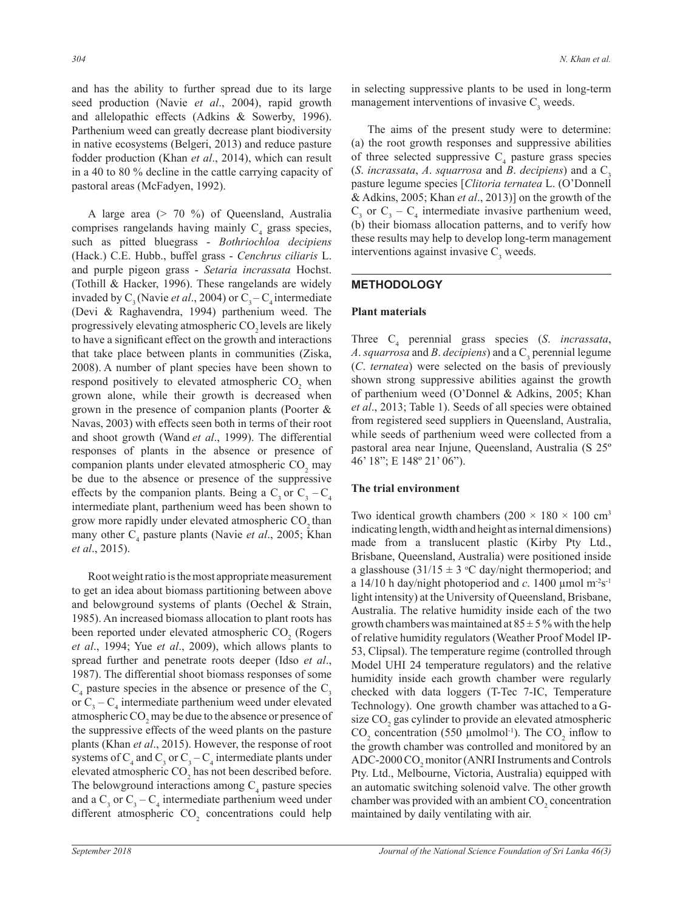and has the ability to further spread due to its large seed production (Navie *et al*., 2004), rapid growth and allelopathic effects (Adkins & Sowerby, 1996). Parthenium weed can greatly decrease plant biodiversity in native ecosystems (Belgeri, 2013) and reduce pasture fodder production (Khan *et al*., 2014), which can result in a 40 to 80 % decline in the cattle carrying capacity of pastoral areas (McFadyen, 1992).

A large area (> 70 %) of Queensland, Australia comprises rangelands having mainly $C_4$ grass species, such as pitted bluegrass - *Bothriochloa decipiens* (Hack.) C.E. Hubb., buffel grass - *Cenchrus ciliaris* L. and purple pigeon grass - *Setaria incrassata* Hochst. (Tothill & Hacker, 1996). These rangelands are widely invaded by $C_3$ (Navie *et al*., 2004) or $C_3 – C_4$ intermediate (Devi & Raghavendra, 1994) parthenium weed. The progressively elevating atmospheric $CO_2$ levels are likely to have a significant effect on the growth and interactions that take place between plants in communities (Ziska, 2008). A number of plant species have been shown to respond positively to elevated atmospheric $CO_2$ when grown alone, while their growth is decreased when grown in the presence of companion plants (Poorter & Navas, 2003) with effects seen both in terms of their root and shoot growth (Wand *et al*., 1999). The differential responses of plants in the absence or presence of companion plants under elevated atmospheric $CO_2$ may be due to the absence or presence of the suppressive effects by the companion plants. Being a $C_3$ or $C_3 – C_4$ intermediate plant, parthenium weed has been shown to grow more rapidly under elevated atmospheric $CO_2$ than many other $C_4$ pasture plants (Navie *et al*., 2005; Khan *et al*., 2015).

Root weight ratio is the most appropriate measurement to get an idea about biomass partitioning between above and belowground systems of plants (Oechel & Strain, 1985). An increased biomass allocation to plant roots has been reported under elevated atmospheric $CO_2$ (Rogers *et al*., 1994; Yue *et al*., 2009), which allows plants to spread further and penetrate roots deeper (Idso *et al*., 1987). The differential shoot biomass responses of some $C_4$ pasture species in the absence or presence of the $C_3$ or $C_3 – C_4$ intermediate parthenium weed under elevated atmospheric $CO_2$ may be due to the absence or presence of the suppressive effects of the weed plants on the pasture plants (Khan *et al*., 2015). However, the response of root systems of $C_4$ and $C_3$ or $C_3 – C_4$ intermediate plants under elevated atmospheric $CO_2$ has not been described before. The belowground interactions among $C_4$ pasture species and a $C_3$ or $C_3 – C_4$ intermediate parthenium weed under different atmospheric $CO_2$ concentrations could help in selecting suppressive plants to be used in long-term management interventions of invasive $C_3$ weeds.

The aims of the present study were to determine: (a) the root growth responses and suppressive abilities of three selected suppressive $C_4$ pasture grass species (*S. incrassata*, *A. squarrosa* and *B. decipiens*) and a $C_3$ pasture legume species [*Clitoria ternatea* L. (O'Donnell & Adkins, 2005; Khan *et al*., 2013)] on the growth of the $C_3$ or $C_3 – C_4$ intermediate invasive parthenium weed, (b) their biomass allocation patterns, and to verify how these results may help to develop long-term management interventions against invasive $C_3$ weeds.

## METHODOLOGY

### Plant materials

Three $C_4$ perennial grass species (*S. incrassata*, *A. squarrosa* and *B. decipiens*) and a $C_3$ perennial legume (*C. ternatea*) were selected on the basis of previously shown strong suppressive abilities against the growth of parthenium weed (O'Donnel & Adkins, 2005; Khan *et al*., 2013; Table 1). Seeds of all species were obtained from registered seed suppliers in Queensland, Australia, while seeds of parthenium weed were collected from a pastoral area near Injune, Queensland, Australia (S 25º 46' 18"; E 148º 21' 06").

### The trial environment

Two identical growth chambers (200 × 180 × 100 $cm^3$ indicating length, width and height as internal dimensions) made from a translucent plastic (Kirby Pty Ltd., Brisbane, Queensland, Australia) were positioned inside a glasshouse (31/15 ± 3 °C day/night thermoperiod; and a 14/10 h day/night photoperiod and *c*. 1400 µmol $m^{-2}s^{-1}$ light intensity) at the University of Queensland, Brisbane, Australia. The relative humidity inside each of the two growth chambers was maintained at 85 ± 5 % with the help of relative humidity regulators (Weather Proof Model IP-53, Clipsal). The temperature regime (controlled through Model UHI 24 temperature regulators) and the relative humidity inside each growth chamber were regularly checked with data loggers (T-Tec 7-IC, Temperature Technology). One growth chamber was attached to a G-size $CO_2$ gas cylinder to provide an elevated atmospheric $CO_2$ concentration (550 µmolmol$^{-1}$). The $CO_2$ inflow to the growth chamber was controlled and monitored by an ADC-2000 $CO_2$ monitor (ANRI Instruments and Controls Pty. Ltd., Melbourne, Victoria, Australia) equipped with an automatic switching solenoid valve. The other growth chamber was provided with an ambient $CO_2$ concentration maintained by daily ventilating with air.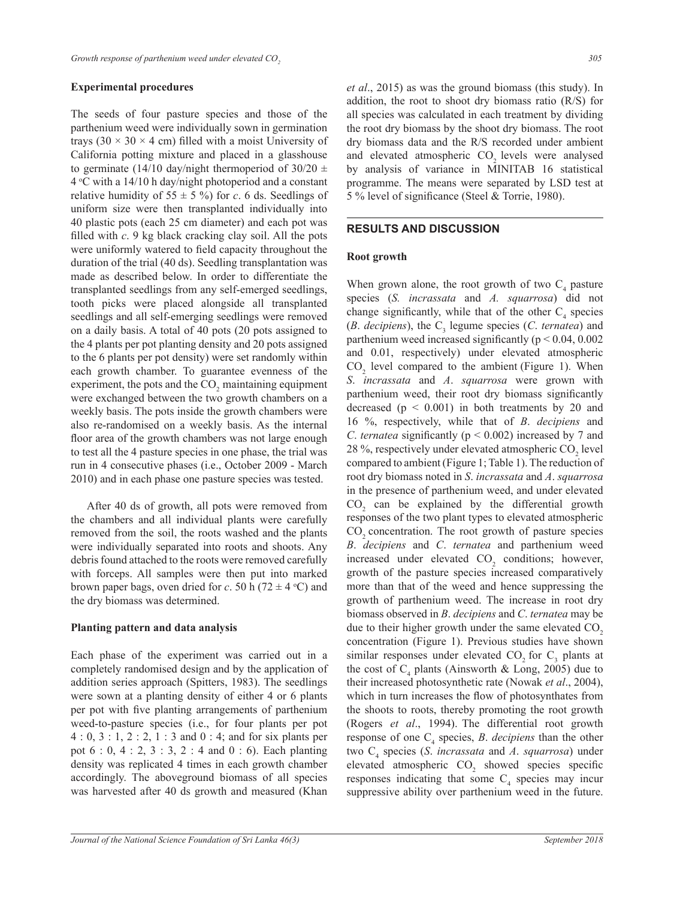### Experimental procedures

The seeds of four pasture species and those of the parthenium weed were individually sown in germination trays (30 × 30 × 4 cm) filled with a moist University of California potting mixture and placed in a glasshouse to germinate (14/10 day/night thermoperiod of 30/20 ± 4 °C with a 14/10 h day/night photoperiod and a constant relative humidity of 55 ± 5 %) for *c*. 6 ds. Seedlings of uniform size were then transplanted individually into 40 plastic pots (each 25 cm diameter) and each pot was filled with *c*. 9 kg black cracking clay soil. All the pots were uniformly watered to field capacity throughout the duration of the trial (40 ds). Seedling transplantation was made as described below. In order to differentiate the transplanted seedlings from any self-emerged seedlings, tooth picks were placed alongside all transplanted seedlings and all self-emerging seedlings were removed on a daily basis. A total of 40 pots (20 pots assigned to the 4 plants per pot planting density and 20 pots assigned to the 6 plants per pot density) were set randomly within each growth chamber. To guarantee evenness of the experiment, the pots and the $CO_2$ maintaining equipment were exchanged between the two growth chambers on a weekly basis. The pots inside the growth chambers were also re-randomised on a weekly basis. As the internal floor area of the growth chambers was not large enough to test all the 4 pasture species in one phase, the trial was run in 4 consecutive phases (i.e., October 2009 - March 2010) and in each phase one pasture species was tested.

After 40 ds of growth, all pots were removed from the chambers and all individual plants were carefully removed from the soil, the roots washed and the plants were individually separated into roots and shoots. Any debris found attached to the roots were removed carefully with forceps. All samples were then put into marked brown paper bags, oven dried for *c*. 50 h (72 ± 4 °C) and the dry biomass was determined.

### Planting pattern and data analysis

Each phase of the experiment was carried out in a completely randomised design and by the application of addition series approach (Spitters, 1983). The seedlings were sown at a planting density of either 4 or 6 plants per pot with five planting arrangements of parthenium weed-to-pasture species (i.e., for four plants per pot 4 : 0, 3 : 1, 2 : 2, 1 : 3 and 0 : 4; and for six plants per pot 6 : 0, 4 : 2, 3 : 3, 2 : 4 and 0 : 6). Each planting density was replicated 4 times in each growth chamber accordingly. The aboveground biomass of all species was harvested after 40 ds growth and measured (Khan *et al*., 2015) as was the ground biomass (this study). In addition, the root to shoot dry biomass ratio (R/S) for all species was calculated in each treatment by dividing the root dry biomass by the shoot dry biomass. The root dry biomass data and the R/S recorded under ambient and elevated atmospheric $CO_2$ levels were analysed by analysis of variance in MINITAB 16 statistical programme. The means were separated by LSD test at 5 % level of significance (Steel & Torrie, 1980).

## RESULTS AND DISCUSSION

### Root growth

When grown alone, the root growth of two $C_4$ pasture species (*S. incrassata* and *A. squarrosa*) did not change significantly, while that of the other $C_4$ species (*B. decipiens*), the $C_3$ legume species (*C. ternatea*) and parthenium weed increased significantly ($p < 0.04$, 0.002 and 0.01, respectively) under elevated atmospheric $CO_2$ level compared to the ambient (Figure 1). When *S. incrassata* and *A. squarrosa* were grown with parthenium weed, their root dry biomass significantly decreased ($p < 0.001$) in both treatments by 20 and 16 %, respectively, while that of *B. decipiens* and *C. ternatea* significantly ($p < 0.002$) increased by 7 and 28 %, respectively under elevated atmospheric $CO_2$ level compared to ambient (Figure 1; Table 1). The reduction of root dry biomass noted in *S. incrassata* and *A. squarrosa* in the presence of parthenium weed, and under elevated $CO_2$ can be explained by the differential growth responses of the two plant types to elevated atmospheric $CO_2$ concentration. The root growth of pasture species *B. decipiens* and *C. ternatea* and parthenium weed increased under elevated $CO_2$ conditions; however, growth of the pasture species increased comparatively more than that of the weed and hence suppressing the growth of parthenium weed. The increase in root dry biomass observed in *B. decipiens* and *C. ternatea* may be due to their higher growth under the same elevated $CO_2$ concentration (Figure 1). Previous studies have shown similar responses under elevated $CO_2$ for $C_3$ plants at the cost of $C_4$ plants (Ainsworth & Long, 2005) due to their increased photosynthetic rate (Nowak *et al*., 2004), which in turn increases the flow of photosynthates from the shoots to roots, thereby promoting the root growth (Rogers *et al*., 1994). The differential root growth response of one $C_4$ species, *B. decipiens* than the other two $C_4$ species (*S. incrassata* and *A. squarrosa*) under elevated atmospheric $CO_2$ showed species specific responses indicating that some $C_4$ species may incur suppressive ability over parthenium weed in the future.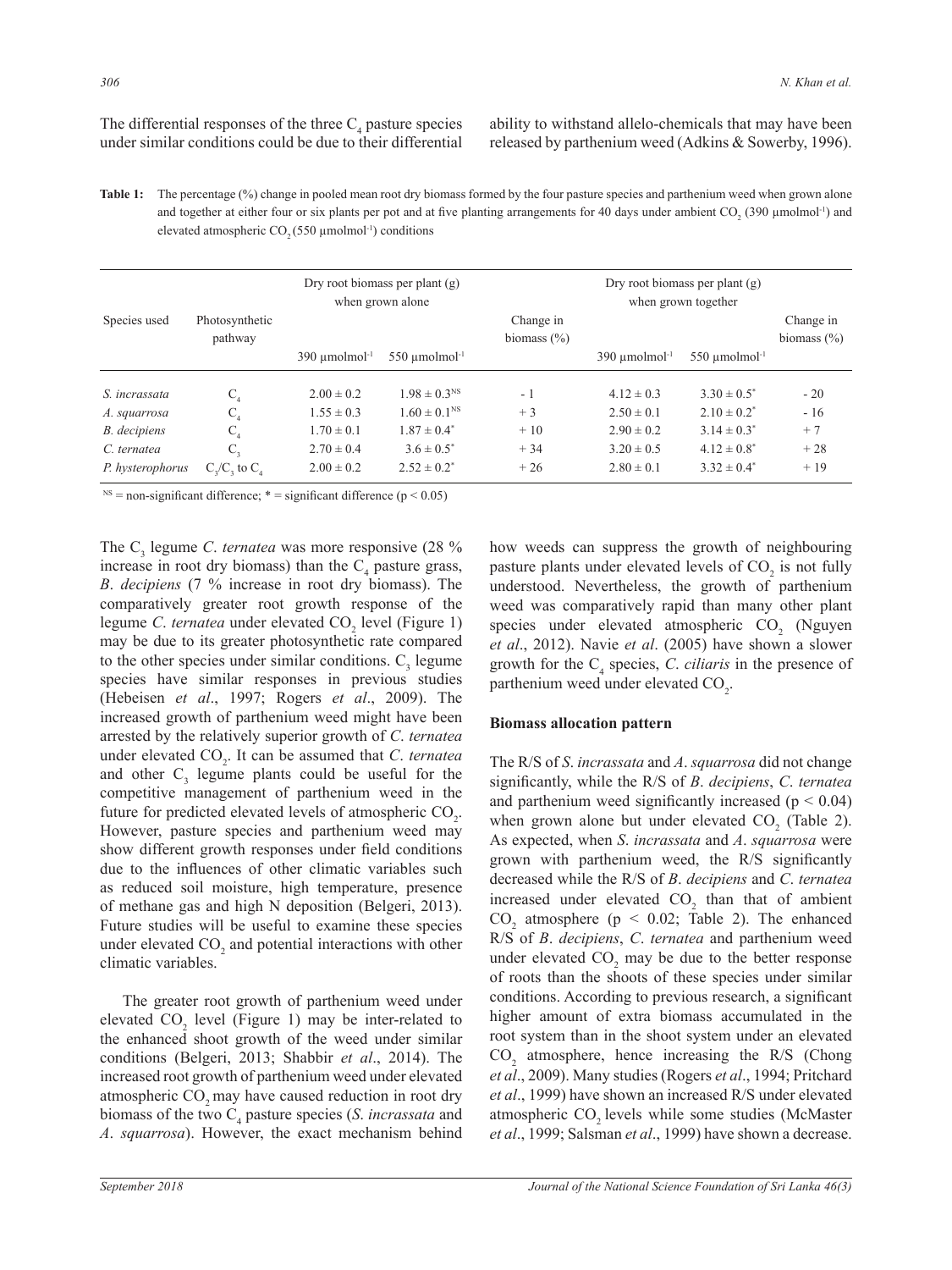The differential responses of the three $C_4$ pasture species under similar conditions could be due to their differential ability to withstand allelo-chemicals that may have been released by parthenium weed (Adkins & Sowerby, 1996).

**Table 1:** The percentage (%) change in pooled mean root dry biomass formed by the four pasture species and parthenium weed when grown alone and together at either four or six plants per pot and at five planting arrangements for 40 days under ambient $CO_2$ (390 µmolmol$^{-1}$) and elevated atmospheric $CO_2$ (550 µmolmol$^{-1}$) conditions

| Species used | Photosynthetic pathway | Dry root biomass per plant (g) when grown alone | | Change in biomass (%) | Dry root biomass per plant (g) when grown together | | Change in biomass (%) |
|---|---|---|---|---|---|---|---|
| | | 390 µmolmol$^{-1}$ | 550 µmolmol$^{-1}$ | | 390 µmolmol$^{-1}$ | 550 µmolmol$^{-1}$ | |
| *S. incrassata* | $C_4$ | 2.00 ± 0.2 | 1.98 ± 0.3$^{NS}$ | - 1 | 4.12 ± 0.3 | 3.30 ± 0.5$^{*}$ | - 20 |
| *A. squarrosa* | $C_4$ | 1.55 ± 0.3 | 1.60 ± 0.1$^{NS}$ | + 3 | 2.50 ± 0.1 | 2.10 ± 0.2$^{*}$ | - 16 |
| *B. decipiens* | $C_4$ | 1.70 ± 0.1 | 1.87 ± 0.4$^{*}$ | + 10 | 2.90 ± 0.2 | 3.14 ± 0.3$^{*}$ | + 7 |
| *C. ternatea* | $C_3$ | 2.70 ± 0.4 | 3.6 ± 0.5$^{*}$ | + 34 | 3.20 ± 0.5 | 4.12 ± 0.8$^{*}$ | + 28 |
| *P. hysterophorus* | $C_3$/$C_3$ to $C_4$ | 2.00 ± 0.2 | 2.52 ± 0.2$^{*}$ | + 26 | 2.80 ± 0.1 | 3.32 ± 0.4$^{*}$ | + 19 |

$^{NS}$ = non-significant difference; * = significant difference ($p < 0.05$)

The $C_3$ legume *C. ternatea* was more responsive (28 % increase in root dry biomass) than the $C_4$ pasture grass, *B. decipiens* (7 % increase in root dry biomass). The comparatively greater root growth response of the legume *C. ternatea* under elevated $CO_2$ level (Figure 1) may be due to its greater photosynthetic rate compared to the other species under similar conditions. $C_3$ legume species have similar responses in previous studies (Hebeisen *et al*., 1997; Rogers *et al*., 2009). The increased growth of parthenium weed might have been arrested by the relatively superior growth of *C. ternatea* under elevated $CO_2$. It can be assumed that *C. ternatea* and other $C_3$ legume plants could be useful for the competitive management of parthenium weed in the future for predicted elevated levels of atmospheric $CO_2$. However, pasture species and parthenium weed may show different growth responses under field conditions due to the influences of other climatic variables such as reduced soil moisture, high temperature, presence of methane gas and high N deposition (Belgeri, 2013). Future studies will be useful to examine these species under elevated $CO_2$ and potential interactions with other climatic variables.

The greater root growth of parthenium weed under elevated $CO_2$ level (Figure 1) may be inter-related to the enhanced shoot growth of the weed under similar conditions (Belgeri, 2013; Shabbir *et al*., 2014). The increased root growth of parthenium weed under elevated atmospheric $CO_2$ may have caused reduction in root dry biomass of the two $C_4$ pasture species (*S. incrassata* and *A. squarrosa*). However, the exact mechanism behind how weeds can suppress the growth of neighbouring pasture plants under elevated levels of $CO_2$ is not fully understood. Nevertheless, the growth of parthenium weed was comparatively rapid than many other plant species under elevated atmospheric $CO_2$ (Nguyen *et al*., 2012). Navie *et al*. (2005) have shown a slower growth for the $C_4$ species, *C. ciliaris* in the presence of parthenium weed under elevated $CO_2$.

## Biomass allocation pattern

The R/S of *S. incrassata* and *A. squarrosa* did not change significantly, while the R/S of *B. decipiens*, *C. ternatea* and parthenium weed significantly increased ($p < 0.04$) when grown alone but under elevated $CO_2$ (Table 2). As expected, when *S. incrassata* and *A. squarrosa* were grown with parthenium weed, the R/S significantly decreased while the R/S of *B. decipiens* and *C. ternatea* increased under elevated $CO_2$ than that of ambient $CO_2$ atmosphere ($p < 0.02$; Table 2). The enhanced R/S of *B. decipiens*, *C. ternatea* and parthenium weed under elevated $CO_2$ may be due to the better response of roots than the shoots of these species under similar conditions. According to previous research, a significant higher amount of extra biomass accumulated in the root system than in the shoot system under an elevated $CO_2$ atmosphere, hence increasing the R/S (Chong *et al*., 2009). Many studies (Rogers *et al*., 1994; Pritchard *et al*., 1999) have shown an increased R/S under elevated atmospheric $CO_2$ levels while some studies (McMaster *et al*., 1999; Salsman *et al*., 1999) have shown a decrease.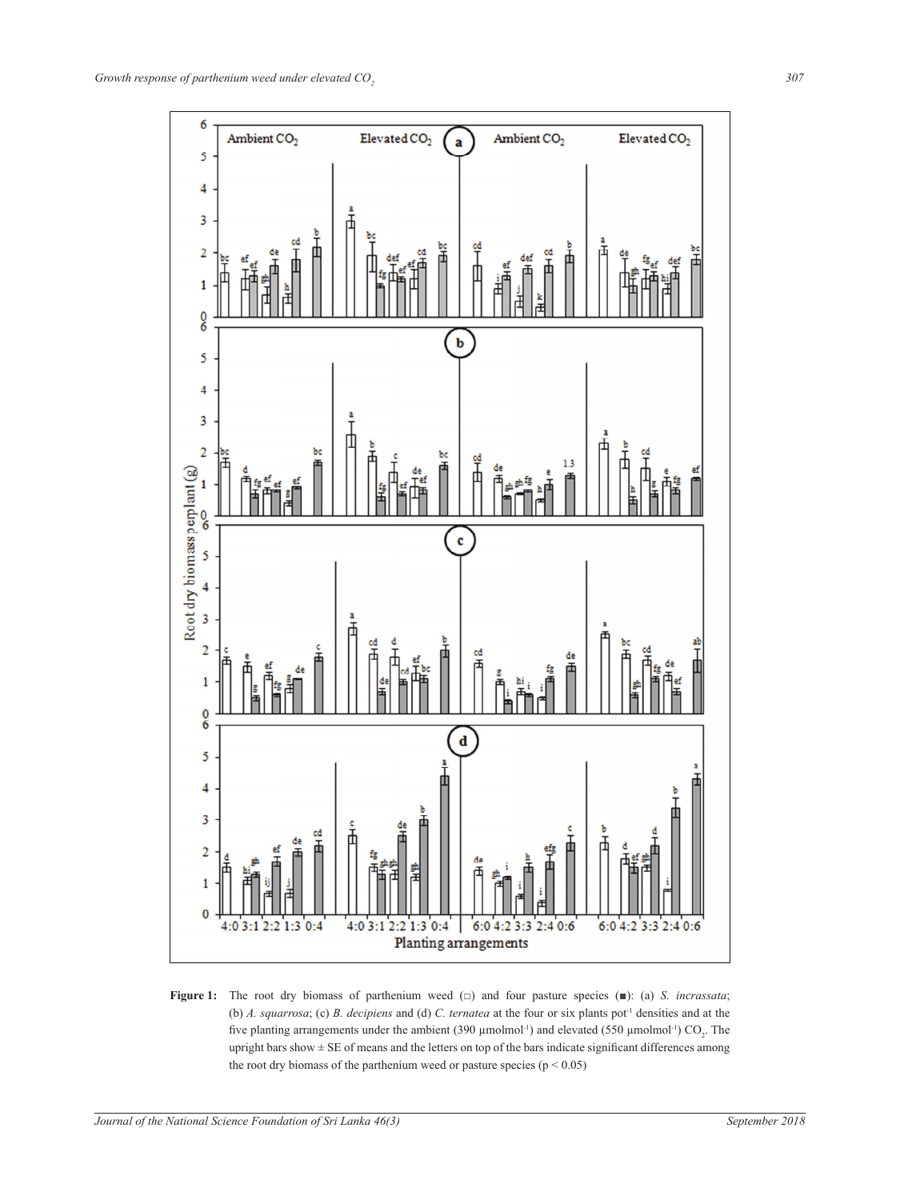Figure 1: The root dry biomass of parthenium weed (□) and four pasture species (■): (a) *S. incrassata*; (b) *A. squarrosa*; (c) *B. decipiens* and (d) *C. ternatea* at the four or six plants pot$^{-1}$ densities and at the five planting arrangements under the ambient (390 µmolmol$^{-1}$) and elevated (550 µmolmol$^{-1}$) $CO_2$. The upright bars show ± SE of means and the letters on top of the bars indicate significant differences among the root dry biomass of the parthenium weed or pasture species ($p < 0.05$)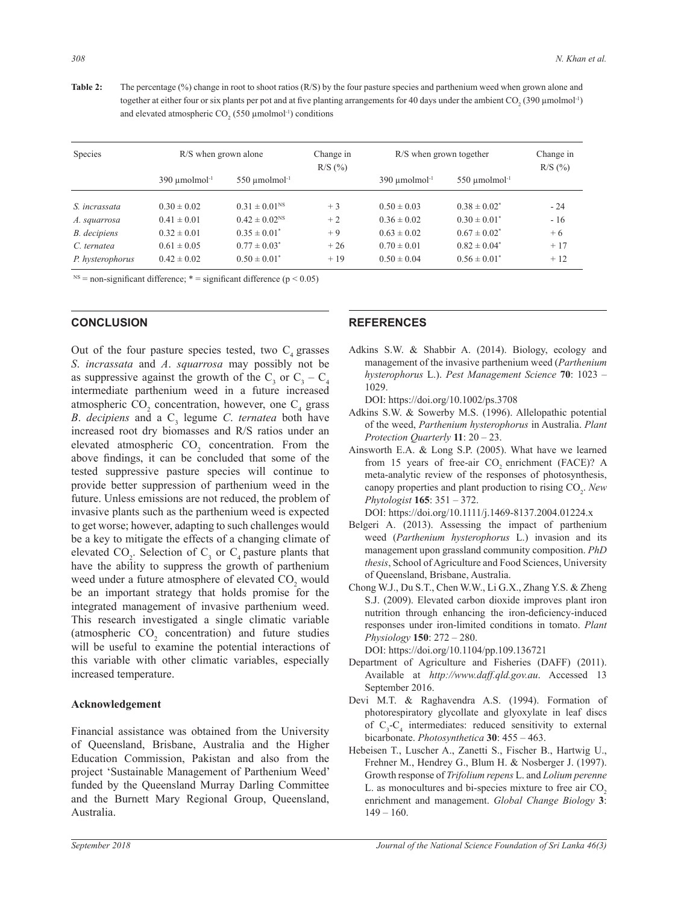**Table 2:** The percentage (%) change in root to shoot ratios (R/S) by the four pasture species and parthenium weed when grown alone and together at either four or six plants per pot and at five planting arrangements for 40 days under the ambient $CO_2$ (390 µmolmol$^{-1}$) and elevated atmospheric $CO_2$ (550 µmolmol$^{-1}$) conditions

| Species | R/S when grown alone | | Change in R/S (%) | R/S when grown together | | Change in R/S (%) |
|---|---|---|---|---|---|---|
| | 390 µmolmol$^{-1}$ | 550 µmolmol$^{-1}$ | | 390 µmolmol$^{-1}$ | 550 µmolmol$^{-1}$ | |
| *S. incrassata* | 0.30 ± 0.02 | 0.31 ± 0.01$^{NS}$ | + 3 | 0.50 ± 0.03 | 0.38 ± 0.02$^{*}$ | - 24 |
| *A. squarrosa* | 0.41 ± 0.01 | 0.42 ± 0.02$^{NS}$ | + 2 | 0.36 ± 0.02 | 0.30 ± 0.01$^{*}$ | - 16 |
| *B. decipiens* | 0.32 ± 0.01 | 0.35 ± 0.01$^{*}$ | + 9 | 0.63 ± 0.02 | 0.67 ± 0.02$^{*}$ | + 6 |
| *C. ternatea* | 0.61 ± 0.05 | 0.77 ± 0.03$^{*}$ | + 26 | 0.70 ± 0.01 | 0.82 ± 0.04$^{*}$ | + 17 |
| *P. hysterophorus* | 0.42 ± 0.02 | 0.50 ± 0.01$^{*}$ | + 19 | 0.50 ± 0.04 | 0.56 ± 0.01$^{*}$ | + 12 |

$^{NS}$ = non-significant difference; * = significant difference ($p < 0.05$)

## CONCLUSION

Out of the four pasture species tested, two $C_4$ grasses *S. incrassata* and *A. squarrosa* may possibly not be as suppressive against the growth of the $C_3$ or $C_3 - C_4$ intermediate parthenium weed in a future increased atmospheric $CO_2$ concentration, however, one $C_4$ grass *B. decipiens* and a $C_3$ legume *C. ternatea* both have increased root dry biomasses and R/S ratios under an elevated atmospheric $CO_2$ concentration. From the above findings, it can be concluded that some of the tested suppressive pasture species will continue to provide better suppression of parthenium weed in the future. Unless emissions are not reduced, the problem of invasive plants such as the parthenium weed is expected to get worse; however, adapting to such challenges would be a key to mitigate the effects of a changing climate of elevated $CO_2$. Selection of $C_3$ or $C_4$ pasture plants that have the ability to suppress the growth of parthenium weed under a future atmosphere of elevated $CO_2$ would be an important strategy that holds promise for the integrated management of invasive parthenium weed. This research investigated a single climatic variable (atmospheric $CO_2$ concentration) and future studies will be useful to examine the potential interactions of this variable with other climatic variables, especially increased temperature.

### Acknowledgement

Financial assistance was obtained from the University of Queensland, Brisbane, Australia and the Higher Education Commission, Pakistan and also from the project 'Sustainable Management of Parthenium Weed' funded by the Queensland Murray Darling Committee and the Burnett Mary Regional Group, Queensland, Australia.

## REFERENCES

Adkins S.W. & Shabbir A. (2014). Biology, ecology and management of the invasive parthenium weed (*Parthenium hysterophorus* L.). *Pest Management Science* **70**: 1023 – 1029.
DOI: https://doi.org/10.1002/ps.3708

Adkins S.W. & Sowerby M.S. (1996). Allelopathic potential of the weed, *Parthenium hysterophorus* in Australia. *Plant Protection Quarterly* **11**: 20 – 23.

Ainsworth E.A. & Long S.P. (2005). What have we learned from 15 years of free-air $CO_2$ enrichment (FACE)? A meta-analytic review of the responses of photosynthesis, canopy properties and plant production to rising $CO_2$. *New Phytologist* **165**: 351 – 372.
DOI: https://doi.org/10.1111/j.1469-8137.2004.01224.x

Belgeri A. (2013). Assessing the impact of parthenium weed (*Parthenium hysterophorus* L.) invasion and its management upon grassland community composition. *PhD thesis*, School of Agriculture and Food Sciences, University of Queensland, Brisbane, Australia.

Chong W.J., Du S.T., Chen W.W., Li G.X., Zhang Y.S. & Zheng S.J. (2009). Elevated carbon dioxide improves plant iron nutrition through enhancing the iron-deficiency-induced responses under iron-limited conditions in tomato. *Plant Physiology* **150**: 272 – 280.
DOI: https://doi.org/10.1104/pp.109.136721

Department of Agriculture and Fisheries (DAFF) (2011). Available at *http://www.daff.qld.gov.au*. Accessed 13 September 2016.

Devi M.T. & Raghavendra A.S. (1994). Formation of photorespiratory glycollate and glyoxylate in leaf discs of $C_3$-$C_4$ intermediates: reduced sensitivity to external bicarbonate. *Photosynthetica* **30**: 455 – 463.

Hebeisen T., Luscher A., Zanetti S., Fischer B., Hartwig U., Frehner M., Hendrey G., Blum H. & Nosberger J. (1997). Growth response of *Trifolium repens* L. and *Lolium perenne* L. as monocultures and bi-species mixture to free air $CO_2$ enrichment and management. *Global Change Biology* **3**: 149 – 160.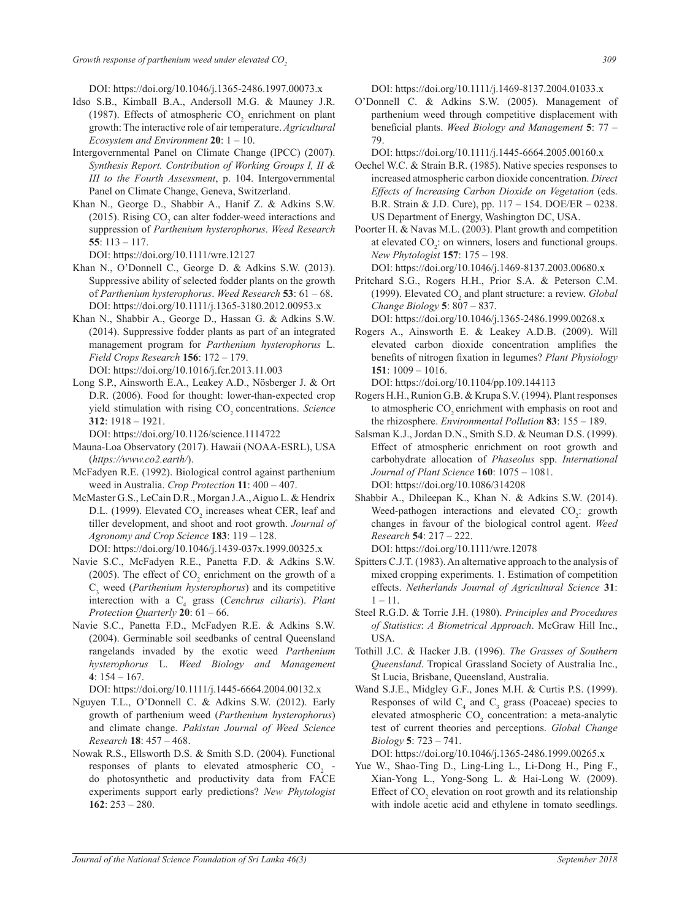DOI: https://doi.org/10.1046/j.1365-2486.1997.00073.x

Idso S.B., Kimball B.A., Andersoll M.G. & Mauney J.R. (1987). Effects of atmospheric $CO_2$ enrichment on plant growth: The interactive role of air temperature. *Agricultural Ecosystem and Environment* **20**: 1 – 10.

Intergovernmental Panel on Climate Change (IPCC) (2007). *Synthesis Report. Contribution of Working Groups I, II & III to the Fourth Assessment*, p. 104. Intergovernmental Panel on Climate Change, Geneva, Switzerland.

Khan N., George D., Shabbir A., Hanif Z. & Adkins S.W. (2015). Rising $CO_2$ can alter fodder-weed interactions and suppression of *Parthenium hysterophorus*. *Weed Research* **55**: 113 – 117.
DOI: https://doi.org/10.1111/wre.12127

Khan N., O'Donnell C., George D. & Adkins S.W. (2013). Suppressive ability of selected fodder plants on the growth of *Parthenium hysterophorus*. *Weed Research* **53**: 61 – 68.
DOI: https://doi.org/10.1111/j.1365-3180.2012.00953.x

Khan N., Shabbir A., George D., Hassan G. & Adkins S.W. (2014). Suppressive fodder plants as part of an integrated management program for *Parthenium hysterophorus* L. *Field Crops Research* **156**: 172 – 179.
DOI: https://doi.org/10.1016/j.fcr.2013.11.003

Long S.P., Ainsworth E.A., Leakey A.D., Nösberger J. & Ort D.R. (2006). Food for thought: lower-than-expected crop yield stimulation with rising $CO_2$ concentrations. *Science* **312**: 1918 – 1921.
DOI: https://doi.org/10.1126/science.1114722

Mauna-Loa Observatory (2017). Hawaii (NOAA-ESRL), USA (*https://www.co2.earth/*).

McFadyen R.E. (1992). Biological control against parthenium weed in Australia. *Crop Protection* **11**: 400 – 407.

McMaster G.S., LeCain D.R., Morgan J.A., Aiguo L. & Hendrix D.L. (1999). Elevated $CO_2$ increases wheat CER, leaf and tiller development, and shoot and root growth. *Journal of Agronomy and Crop Science* **183**: 119 – 128.
DOI: https://doi.org/10.1046/j.1439-037x.1999.00325.x

Navie S.C., McFadyen R.E., Panetta F.D. & Adkins S.W. (2005). The effect of $CO_2$ enrichment on the growth of a $C_3$ weed (*Parthenium hysterophorus*) and its competitive interection with a $C_4$ grass (*Cenchrus ciliaris*). *Plant Protection Quarterly* **20**: 61 – 66.

Navie S.C., Panetta F.D., McFadyen R.E. & Adkins S.W. (2004). Germinable soil seedbanks of central Queensland rangelands invaded by the exotic weed *Parthenium hysterophorus* L. *Weed Biology and Management* **4**: 154 – 167.
DOI: https://doi.org/10.1111/j.1445-6664.2004.00132.x

Nguyen T.L., O'Donnell C. & Adkins S.W. (2012). Early growth of parthenium weed (*Parthenium hysterophorus*) and climate change. *Pakistan Journal of Weed Science Research* **18**: 457 – 468.

Nowak R.S., Ellsworth D.S. & Smith S.D. (2004). Functional responses of plants to elevated atmospheric $CO_2$ - do photosynthetic and productivity data from FACE experiments support early predictions? *New Phytologist* **162**: 253 – 280.
DOI: https://doi.org/10.1111/j.1469-8137.2004.01033.x

O'Donnell C. & Adkins S.W. (2005). Management of parthenium weed through competitive displacement with beneficial plants. *Weed Biology and Management* **5**: 77 – 79.
DOI: https://doi.org/10.1111/j.1445-6664.2005.00160.x

Oechel W.C. & Strain B.R. (1985). Native species responses to increased atmospheric carbon dioxide concentration. *Direct Effects of Increasing Carbon Dioxide on Vegetation* (eds. B.R. Strain & J.D. Cure), pp. 117 – 154. DOE/ER – 0238. US Department of Energy, Washington DC, USA.

Poorter H. & Navas M.L. (2003). Plant growth and competition at elevated $CO_2$: on winners, losers and functional groups. *New Phytologist* **157**: 175 – 198.
DOI: https://doi.org/10.1046/j.1469-8137.2003.00680.x

Pritchard S.G., Rogers H.H., Prior S.A. & Peterson C.M. (1999). Elevated $CO_2$ and plant structure: a review. *Global Change Biology* **5**: 807 – 837.
DOI: https://doi.org/10.1046/j.1365-2486.1999.00268.x

Rogers A., Ainsworth E. & Leakey A.D.B. (2009). Will elevated carbon dioxide concentration amplifies the benefits of nitrogen fixation in legumes? *Plant Physiology* **151**: 1009 – 1016.
DOI: https://doi.org/10.1104/pp.109.144113

Rogers H.H., Runion G.B. & Krupa S.V. (1994). Plant responses to atmospheric $CO_2$ enrichment with emphasis on root and the rhizosphere. *Environmental Pollution* **83**: 155 – 189.

Salsman K.J., Jordan D.N., Smith S.D. & Neuman D.S. (1999). Effect of atmospheric enrichment on root growth and carbohydrate allocation of *Phaseolus* spp. *International Journal of Plant Science* **160**: 1075 – 1081.
DOI: https://doi.org/10.1086/314208

Shabbir A., Dhileepan K., Khan N. & Adkins S.W. (2014). Weed-pathogen interactions and elevated $CO_2$: growth changes in favour of the biological control agent. *Weed Research* **54**: 217 – 222.
DOI: https://doi.org/10.1111/wre.12078

Spitters C.J.T. (1983). An alternative approach to the analysis of mixed cropping experiments. 1. Estimation of competition effects. *Netherlands Journal of Agricultural Science* **31**: 1 – 11.

Steel R.G.D. & Torrie J.H. (1980). *Principles and Procedures of Statistics*: *A Biometrical Approach*. McGraw Hill Inc., USA.

Tothill J.C. & Hacker J.B. (1996). *The Grasses of Southern Queensland*. Tropical Grassland Society of Australia Inc., St Lucia, Brisbane, Queensland, Australia.

Wand S.J.E., Midgley G.F., Jones M.H. & Curtis P.S. (1999). Responses of wild $C_4$ and $C_3$ grass (Poaceae) species to elevated atmospheric $CO_2$ concentration: a meta-analytic test of current theories and perceptions. *Global Change Biology* **5**: 723 – 741.
DOI: https://doi.org/10.1046/j.1365-2486.1999.00265.x

Yue W., Shao-Ting D., Ling-Ling L., Li-Dong H., Ping F., Xian-Yong L., Yong-Song L. & Hai-Long W. (2009). Effect of $CO_2$ elevation on root growth and its relationship with indole acetic acid and ethylene in tomato seedlings.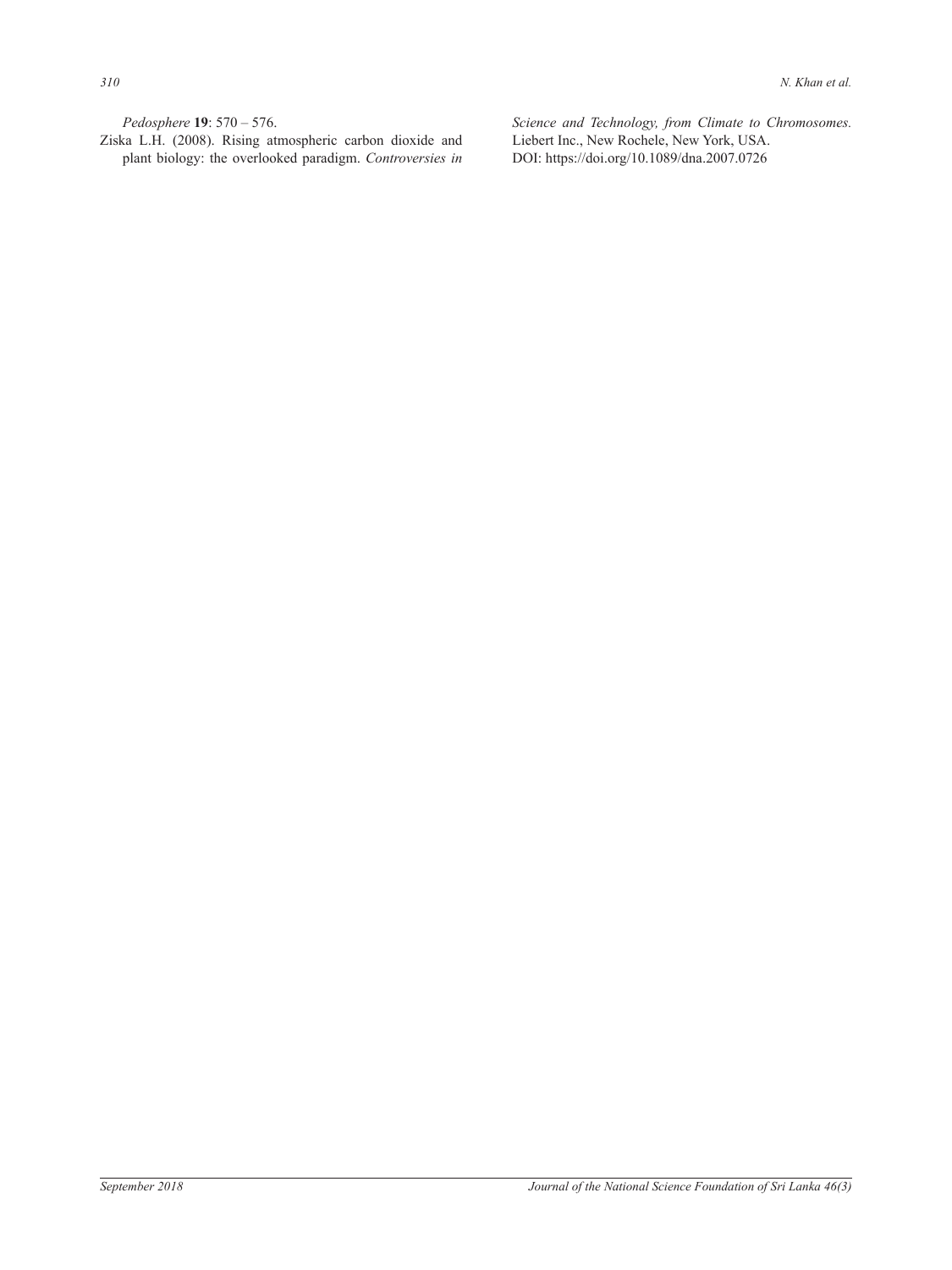*Pedosphere* **19**: 570 – 576.

Ziska L.H. (2008). Rising atmospheric carbon dioxide and plant biology: the overlooked paradigm. *Controversies in Science and Technology, from Climate to Chromosomes.* Liebert Inc., New Rochele, New York, USA. DOI: https://doi.org/10.1089/dna.2007.0726